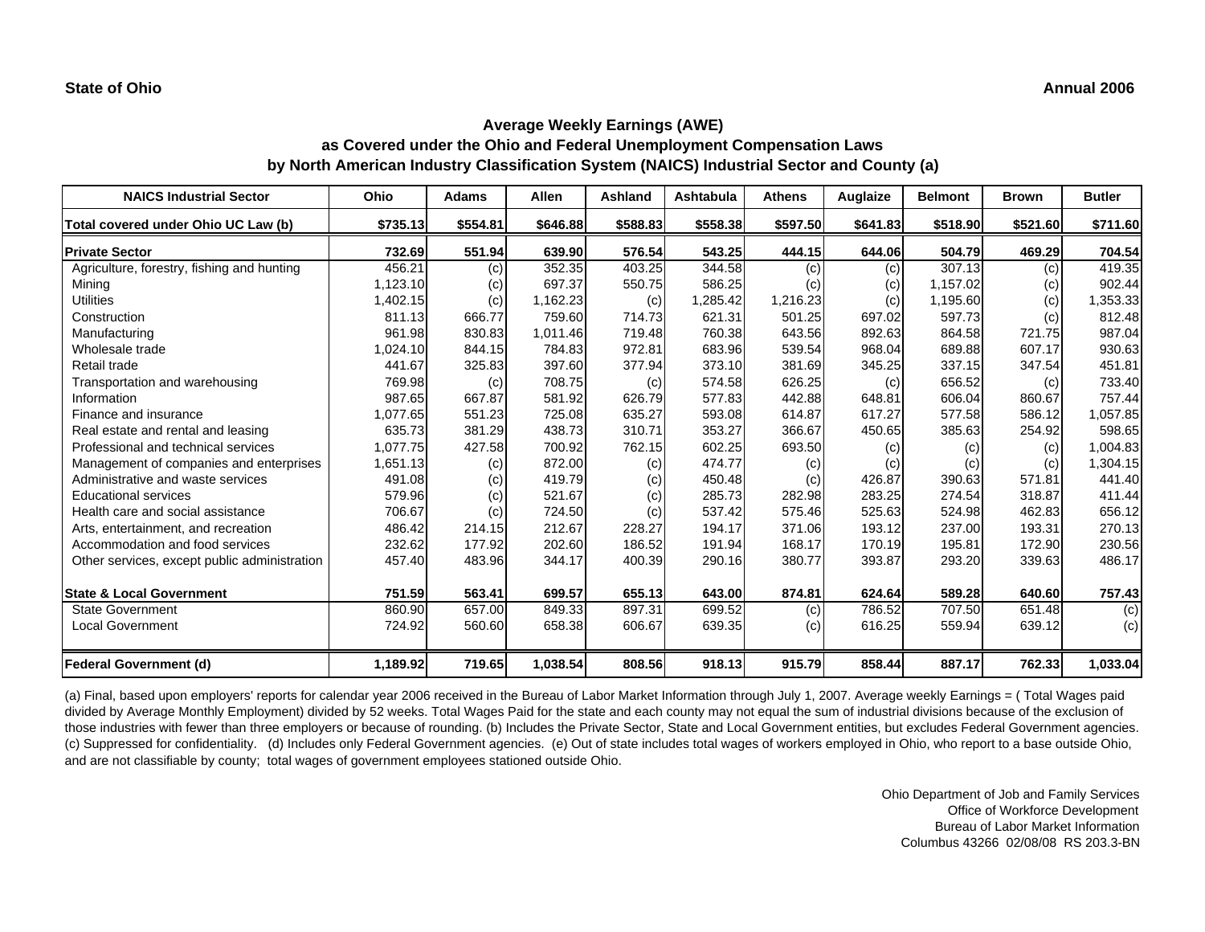**State of Ohio** **Annual 2006**

## Average Weekly Earnings (AWE)
## as Covered under the Ohio and Federal Unemployment Compensation Laws
## by North American Industry Classification System (NAICS) Industrial Sector and County (a)

| NAICS Industrial Sector | Ohio | Adams | Allen | Ashland | Ashtabula | Athens | Auglaize | Belmont | Brown | Butler |
|---|---|---|---|---|---|---|---|---|---|---|
| **Total covered under Ohio UC Law (b)** | **$735.13** | **$554.81** | **$646.88** | **$588.83** | **$558.38** | **$597.50** | **$641.83** | **$518.90** | **$521.60** | **$711.60** |
| **Private Sector** | **732.69** | **551.94** | **639.90** | **576.54** | **543.25** | **444.15** | **644.06** | **504.79** | **469.29** | **704.54** |
| Agriculture, forestry, fishing and hunting | 456.21 | (c) | 352.35 | 403.25 | 344.58 | (c) | (c) | 307.13 | (c) | 419.35 |
| Mining | 1,123.10 | (c) | 697.37 | 550.75 | 586.25 | (c) | (c) | 1,157.02 | (c) | 902.44 |
| Utilities | 1,402.15 | (c) | 1,162.23 | (c) | 1,285.42 | 1,216.23 | (c) | 1,195.60 | (c) | 1,353.33 |
| Construction | 811.13 | 666.77 | 759.60 | 714.73 | 621.31 | 501.25 | 697.02 | 597.73 | (c) | 812.48 |
| Manufacturing | 961.98 | 830.83 | 1,011.46 | 719.48 | 760.38 | 643.56 | 892.63 | 864.58 | 721.75 | 987.04 |
| Wholesale trade | 1,024.10 | 844.15 | 784.83 | 972.81 | 683.96 | 539.54 | 968.04 | 689.88 | 607.17 | 930.63 |
| Retail trade | 441.67 | 325.83 | 397.60 | 377.94 | 373.10 | 381.69 | 345.25 | 337.15 | 347.54 | 451.81 |
| Transportation and warehousing | 769.98 | (c) | 708.75 | (c) | 574.58 | 626.25 | (c) | 656.52 | (c) | 733.40 |
| Information | 987.65 | 667.87 | 581.92 | 626.79 | 577.83 | 442.88 | 648.81 | 606.04 | 860.67 | 757.44 |
| Finance and insurance | 1,077.65 | 551.23 | 725.08 | 635.27 | 593.08 | 614.87 | 617.27 | 577.58 | 586.12 | 1,057.85 |
| Real estate and rental and leasing | 635.73 | 381.29 | 438.73 | 310.71 | 353.27 | 366.67 | 450.65 | 385.63 | 254.92 | 598.65 |
| Professional and technical services | 1,077.75 | 427.58 | 700.92 | 762.15 | 602.25 | 693.50 | (c) | (c) | (c) | 1,004.83 |
| Management of companies and enterprises | 1,651.13 | (c) | 872.00 | (c) | 474.77 | (c) | (c) | (c) | (c) | 1,304.15 |
| Administrative and waste services | 491.08 | (c) | 419.79 | (c) | 450.48 | (c) | 426.87 | 390.63 | 571.81 | 441.40 |
| Educational services | 579.96 | (c) | 521.67 | (c) | 285.73 | 282.98 | 283.25 | 274.54 | 318.87 | 411.44 |
| Health care and social assistance | 706.67 | (c) | 724.50 | (c) | 537.42 | 575.46 | 525.63 | 524.98 | 462.83 | 656.12 |
| Arts, entertainment, and recreation | 486.42 | 214.15 | 212.67 | 228.27 | 194.17 | 371.06 | 193.12 | 237.00 | 193.31 | 270.13 |
| Accommodation and food services | 232.62 | 177.92 | 202.60 | 186.52 | 191.94 | 168.17 | 170.19 | 195.81 | 172.90 | 230.56 |
| Other services, except public administration | 457.40 | 483.96 | 344.17 | 400.39 | 290.16 | 380.77 | 393.87 | 293.20 | 339.63 | 486.17 |
| **State & Local Government** | **751.59** | **563.41** | **699.57** | **655.13** | **643.00** | **874.81** | **624.64** | **589.28** | **640.60** | **757.43** |
| State Government | 860.90 | 657.00 | 849.33 | 897.31 | 699.52 | (c) | 786.52 | 707.50 | 651.48 | (c) |
| Local Government | 724.92 | 560.60 | 658.38 | 606.67 | 639.35 | (c) | 616.25 | 559.94 | 639.12 | (c) |
| **Federal Government (d)** | **1,189.92** | **719.65** | **1,038.54** | **808.56** | **918.13** | **915.79** | **858.44** | **887.17** | **762.33** | **1,033.04** |

(a) Final, based upon employers' reports for calendar year 2006 received in the Bureau of Labor Market Information through July 1, 2007. Average weekly Earnings = ( Total Wages paid divided by Average Monthly Employment) divided by 52 weeks. Total Wages Paid for the state and each county may not equal the sum of industrial divisions because of the exclusion of those industries with fewer than three employers or because of rounding. (b) Includes the Private Sector, State and Local Government entities, but excludes Federal Government agencies. (c) Suppressed for confidentiality. (d) Includes only Federal Government agencies. (e) Out of state includes total wages of workers employed in Ohio, who report to a base outside Ohio, and are not classifiable by county; total wages of government employees stationed outside Ohio.

Ohio Department of Job and Family Services
Office of Workforce Development
Bureau of Labor Market Information
Columbus 43266 02/08/08 RS 203.3-BN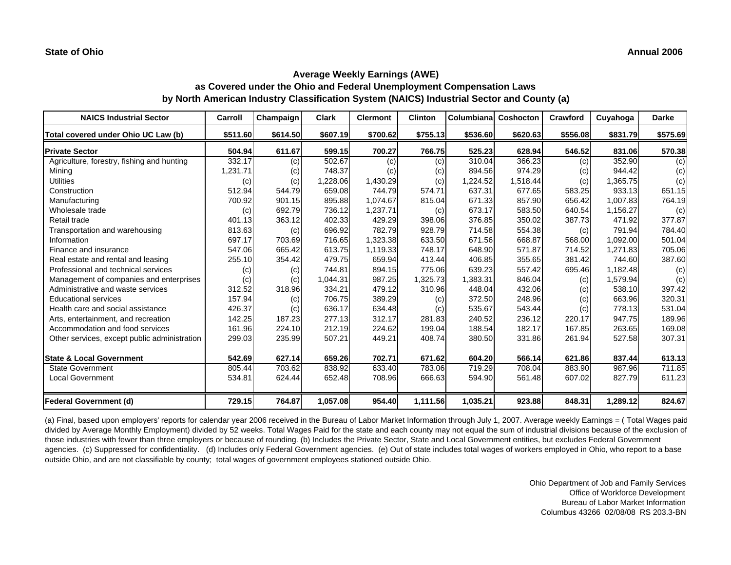**State of Ohio** **Annual 2006**

## Average Weekly Earnings (AWE)
## as Covered under the Ohio and Federal Unemployment Compensation Laws
## by North American Industry Classification System (NAICS) Industrial Sector and County (a)

| NAICS Industrial Sector | Carroll | Champaign | Clark | Clermont | Clinton | Columbiana | Coshocton | Crawford | Cuyahoga | Darke |
|---|---|---|---|---|---|---|---|---|---|---|
| **Total covered under Ohio UC Law (b)** | **$511.60** | **$614.50** | **$607.19** | **$700.62** | **$755.13** | **$536.60** | **$620.63** | **$556.08** | **$831.79** | **$575.69** |
| **Private Sector** | **504.94** | **611.67** | **599.15** | **700.27** | **766.75** | **525.23** | **628.94** | **546.52** | **831.06** | **570.38** |
| Agriculture, forestry, fishing and hunting | 332.17 | (c) | 502.67 | (c) | (c) | 310.04 | 366.23 | (c) | 352.90 | (c) |
| Mining | 1,231.71 | (c) | 748.37 | (c) | (c) | 894.56 | 974.29 | (c) | 944.42 | (c) |
| Utilities | (c) | (c) | 1,228.06 | 1,430.29 | (c) | 1,224.52 | 1,518.44 | (c) | 1,365.75 | (c) |
| Construction | 512.94 | 544.79 | 659.08 | 744.79 | 574.71 | 637.31 | 677.65 | 583.25 | 933.13 | 651.15 |
| Manufacturing | 700.92 | 901.15 | 895.88 | 1,074.67 | 815.04 | 671.33 | 857.90 | 656.42 | 1,007.83 | 764.19 |
| Wholesale trade | (c) | 692.79 | 736.12 | 1,237.71 | (c) | 673.17 | 583.50 | 640.54 | 1,156.27 | (c) |
| Retail trade | 401.13 | 363.12 | 402.33 | 429.29 | 398.06 | 376.85 | 350.02 | 387.73 | 471.92 | 377.87 |
| Transportation and warehousing | 813.63 | (c) | 696.92 | 782.79 | 928.79 | 714.58 | 554.38 | (c) | 791.94 | 784.40 |
| Information | 697.17 | 703.69 | 716.65 | 1,323.38 | 633.50 | 671.56 | 668.87 | 568.00 | 1,092.00 | 501.04 |
| Finance and insurance | 547.06 | 665.42 | 613.75 | 1,119.33 | 748.17 | 648.90 | 571.87 | 714.52 | 1,271.83 | 705.06 |
| Real estate and rental and leasing | 255.10 | 354.42 | 479.75 | 659.94 | 413.44 | 406.85 | 355.65 | 381.42 | 744.60 | 387.60 |
| Professional and technical services | (c) | (c) | 744.81 | 894.15 | 775.06 | 639.23 | 557.42 | 695.46 | 1,182.48 | (c) |
| Management of companies and enterprises | (c) | (c) | 1,044.31 | 987.25 | 1,325.73 | 1,383.31 | 846.04 | (c) | 1,579.94 | (c) |
| Administrative and waste services | 312.52 | 318.96 | 334.21 | 479.12 | 310.96 | 448.04 | 432.06 | (c) | 538.10 | 397.42 |
| Educational services | 157.94 | (c) | 706.75 | 389.29 | (c) | 372.50 | 248.96 | (c) | 663.96 | 320.31 |
| Health care and social assistance | 426.37 | (c) | 636.17 | 634.48 | (c) | 535.67 | 543.44 | (c) | 778.13 | 531.04 |
| Arts, entertainment, and recreation | 142.25 | 187.23 | 277.13 | 312.17 | 281.83 | 240.52 | 236.12 | 220.17 | 947.75 | 189.96 |
| Accommodation and food services | 161.96 | 224.10 | 212.19 | 224.62 | 199.04 | 188.54 | 182.17 | 167.85 | 263.65 | 169.08 |
| Other services, except public administration | 299.03 | 235.99 | 507.21 | 449.21 | 408.74 | 380.50 | 331.86 | 261.94 | 527.58 | 307.31 |
| **State & Local Government** | **542.69** | **627.14** | **659.26** | **702.71** | **671.62** | **604.20** | **566.14** | **621.86** | **837.44** | **613.13** |
| State Government | 805.44 | 703.62 | 838.92 | 633.40 | 783.06 | 719.29 | 708.04 | 883.90 | 987.96 | 711.85 |
| Local Government | 534.81 | 624.44 | 652.48 | 708.96 | 666.63 | 594.90 | 561.48 | 607.02 | 827.79 | 611.23 |
| **Federal Government (d)** | **729.15** | **764.87** | **1,057.08** | **954.40** | **1,111.56** | **1,035.21** | **923.88** | **848.31** | **1,289.12** | **824.67** |

(a) Final, based upon employers' reports for calendar year 2006 received in the Bureau of Labor Market Information through July 1, 2007. Average weekly Earnings = ( Total Wages paid divided by Average Monthly Employment) divided by 52 weeks. Total Wages Paid for the state and each county may not equal the sum of industrial divisions because of the exclusion of those industries with fewer than three employers or because of rounding. (b) Includes the Private Sector, State and Local Government entities, but excludes Federal Government agencies. (c) Suppressed for confidentiality. (d) Includes only Federal Government agencies. (e) Out of state includes total wages of workers employed in Ohio, who report to a base outside Ohio, and are not classifiable by county; total wages of government employees stationed outside Ohio.

Ohio Department of Job and Family Services
Office of Workforce Development
Bureau of Labor Market Information
Columbus 43266 02/08/08 RS 203.3-BN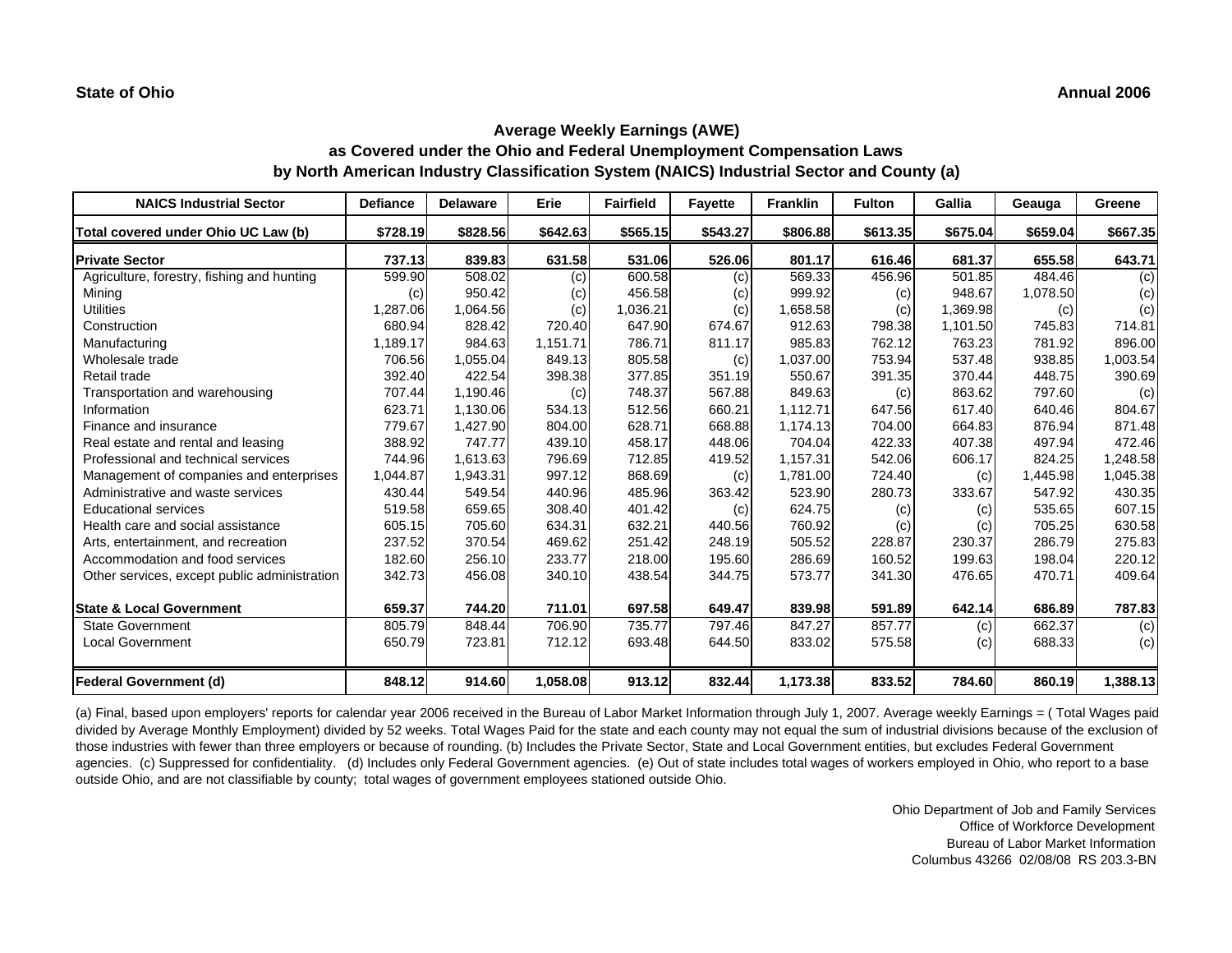**State of Ohio** **Annual 2006**

## Average Weekly Earnings (AWE)
## as Covered under the Ohio and Federal Unemployment Compensation Laws
## by North American Industry Classification System (NAICS) Industrial Sector and County (a)

| NAICS Industrial Sector | Defiance | Delaware | Erie | Fairfield | Fayette | Franklin | Fulton | Gallia | Geauga | Greene |
|---|---|---|---|---|---|---|---|---|---|---|
| **Total covered under Ohio UC Law (b)** | **$728.19** | **$828.56** | **$642.63** | **$565.15** | **$543.27** | **$806.88** | **$613.35** | **$675.04** | **$659.04** | **$667.35** |
| **Private Sector** | **737.13** | **839.83** | **631.58** | **531.06** | **526.06** | **801.17** | **616.46** | **681.37** | **655.58** | **643.71** |
| Agriculture, forestry, fishing and hunting | 599.90 | 508.02 | (c) | 600.58 | (c) | 569.33 | 456.96 | 501.85 | 484.46 | (c) |
| Mining | (c) | 950.42 | (c) | 456.58 | (c) | 999.92 | (c) | 948.67 | 1,078.50 | (c) |
| Utilities | 1,287.06 | 1,064.56 | (c) | 1,036.21 | (c) | 1,658.58 | (c) | 1,369.98 | (c) | (c) |
| Construction | 680.94 | 828.42 | 720.40 | 647.90 | 674.67 | 912.63 | 798.38 | 1,101.50 | 745.83 | 714.81 |
| Manufacturing | 1,189.17 | 984.63 | 1,151.71 | 786.71 | 811.17 | 985.83 | 762.12 | 763.23 | 781.92 | 896.00 |
| Wholesale trade | 706.56 | 1,055.04 | 849.13 | 805.58 | (c) | 1,037.00 | 753.94 | 537.48 | 938.85 | 1,003.54 |
| Retail trade | 392.40 | 422.54 | 398.38 | 377.85 | 351.19 | 550.67 | 391.35 | 370.44 | 448.75 | 390.69 |
| Transportation and warehousing | 707.44 | 1,190.46 | (c) | 748.37 | 567.88 | 849.63 | (c) | 863.62 | 797.60 | (c) |
| Information | 623.71 | 1,130.06 | 534.13 | 512.56 | 660.21 | 1,112.71 | 647.56 | 617.40 | 640.46 | 804.67 |
| Finance and insurance | 779.67 | 1,427.90 | 804.00 | 628.71 | 668.88 | 1,174.13 | 704.00 | 664.83 | 876.94 | 871.48 |
| Real estate and rental and leasing | 388.92 | 747.77 | 439.10 | 458.17 | 448.06 | 704.04 | 422.33 | 407.38 | 497.94 | 472.46 |
| Professional and technical services | 744.96 | 1,613.63 | 796.69 | 712.85 | 419.52 | 1,157.31 | 542.06 | 606.17 | 824.25 | 1,248.58 |
| Management of companies and enterprises | 1,044.87 | 1,943.31 | 997.12 | 868.69 | (c) | 1,781.00 | 724.40 | (c) | 1,445.98 | 1,045.38 |
| Administrative and waste services | 430.44 | 549.54 | 440.96 | 485.96 | 363.42 | 523.90 | 280.73 | 333.67 | 547.92 | 430.35 |
| Educational services | 519.58 | 659.65 | 308.40 | 401.42 | (c) | 624.75 | (c) | (c) | 535.65 | 607.15 |
| Health care and social assistance | 605.15 | 705.60 | 634.31 | 632.21 | 440.56 | 760.92 | (c) | (c) | 705.25 | 630.58 |
| Arts, entertainment, and recreation | 237.52 | 370.54 | 469.62 | 251.42 | 248.19 | 505.52 | 228.87 | 230.37 | 286.79 | 275.83 |
| Accommodation and food services | 182.60 | 256.10 | 233.77 | 218.00 | 195.60 | 286.69 | 160.52 | 199.63 | 198.04 | 220.12 |
| Other services, except public administration | 342.73 | 456.08 | 340.10 | 438.54 | 344.75 | 573.77 | 341.30 | 476.65 | 470.71 | 409.64 |
| **State & Local Government** | **659.37** | **744.20** | **711.01** | **697.58** | **649.47** | **839.98** | **591.89** | **642.14** | **686.89** | **787.83** |
| State Government | 805.79 | 848.44 | 706.90 | 735.77 | 797.46 | 847.27 | 857.77 | (c) | 662.37 | (c) |
| Local Government | 650.79 | 723.81 | 712.12 | 693.48 | 644.50 | 833.02 | 575.58 | (c) | 688.33 | (c) |
| **Federal Government (d)** | **848.12** | **914.60** | **1,058.08** | **913.12** | **832.44** | **1,173.38** | **833.52** | **784.60** | **860.19** | **1,388.13** |

(a) Final, based upon employers' reports for calendar year 2006 received in the Bureau of Labor Market Information through July 1, 2007. Average weekly Earnings = ( Total Wages paid divided by Average Monthly Employment) divided by 52 weeks. Total Wages Paid for the state and each county may not equal the sum of industrial divisions because of the exclusion of those industries with fewer than three employers or because of rounding. (b) Includes the Private Sector, State and Local Government entities, but excludes Federal Government agencies. (c) Suppressed for confidentiality. (d) Includes only Federal Government agencies. (e) Out of state includes total wages of workers employed in Ohio, who report to a base outside Ohio, and are not classifiable by county; total wages of government employees stationed outside Ohio.

Ohio Department of Job and Family Services
Office of Workforce Development
Bureau of Labor Market Information
Columbus 43266 02/08/08 RS 203.3-BN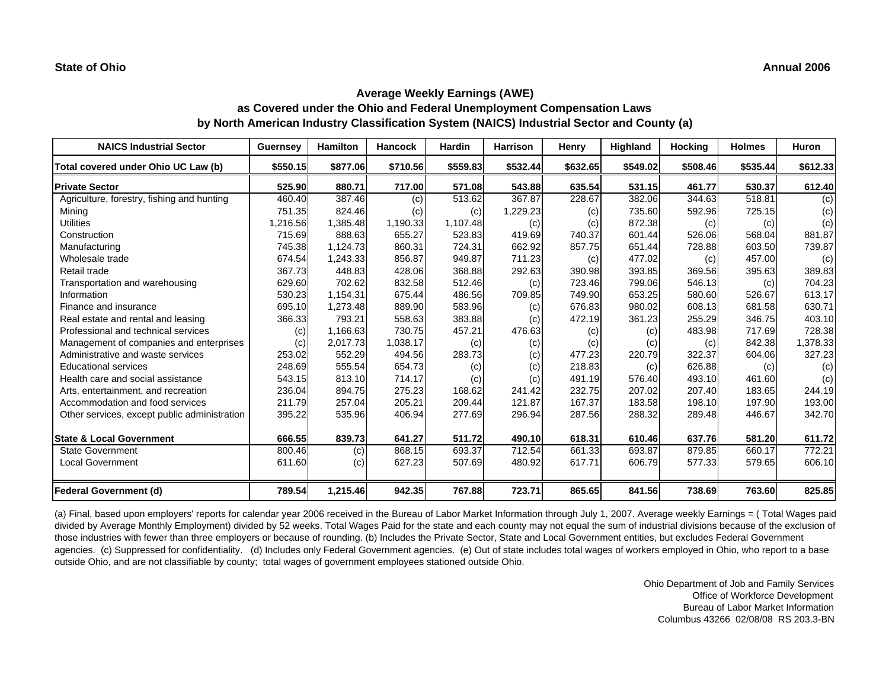**State of Ohio** **Annual 2006**

## Average Weekly Earnings (AWE)
## as Covered under the Ohio and Federal Unemployment Compensation Laws
## by North American Industry Classification System (NAICS) Industrial Sector and County (a)

| NAICS Industrial Sector | Guernsey | Hamilton | Hancock | Hardin | Harrison | Henry | Highland | Hocking | Holmes | Huron |
|---|---|---|---|---|---|---|---|---|---|---|
| **Total covered under Ohio UC Law (b)** | **$550.15** | **$877.06** | **$710.56** | **$559.83** | **$532.44** | **$632.65** | **$549.02** | **$508.46** | **$535.44** | **$612.33** |
| **Private Sector** | **525.90** | **880.71** | **717.00** | **571.08** | **543.88** | **635.54** | **531.15** | **461.77** | **530.37** | **612.40** |
| Agriculture, forestry, fishing and hunting | 460.40 | 387.46 | (c) | 513.62 | 367.87 | 228.67 | 382.06 | 344.63 | 518.81 | (c) |
| Mining | 751.35 | 824.46 | (c) | (c) | 1,229.23 | (c) | 735.60 | 592.96 | 725.15 | (c) |
| Utilities | 1,216.56 | 1,385.48 | 1,190.33 | 1,107.48 | (c) | (c) | 872.38 | (c) | (c) | (c) |
| Construction | 715.69 | 888.63 | 655.27 | 523.83 | 419.69 | 740.37 | 601.44 | 526.06 | 568.04 | 881.87 |
| Manufacturing | 745.38 | 1,124.73 | 860.31 | 724.31 | 662.92 | 857.75 | 651.44 | 728.88 | 603.50 | 739.87 |
| Wholesale trade | 674.54 | 1,243.33 | 856.87 | 949.87 | 711.23 | (c) | 477.02 | (c) | 457.00 | (c) |
| Retail trade | 367.73 | 448.83 | 428.06 | 368.88 | 292.63 | 390.98 | 393.85 | 369.56 | 395.63 | 389.83 |
| Transportation and warehousing | 629.60 | 702.62 | 832.58 | 512.46 | (c) | 723.46 | 799.06 | 546.13 | (c) | 704.23 |
| Information | 530.23 | 1,154.31 | 675.44 | 486.56 | 709.85 | 749.90 | 653.25 | 580.60 | 526.67 | 613.17 |
| Finance and insurance | 695.10 | 1,273.48 | 889.90 | 583.96 | (c) | 676.83 | 980.02 | 608.13 | 681.58 | 630.71 |
| Real estate and rental and leasing | 366.33 | 793.21 | 558.63 | 383.88 | (c) | 472.19 | 361.23 | 255.29 | 346.75 | 403.10 |
| Professional and technical services | (c) | 1,166.63 | 730.75 | 457.21 | 476.63 | (c) | (c) | 483.98 | 717.69 | 728.38 |
| Management of companies and enterprises | (c) | 2,017.73 | 1,038.17 | (c) | (c) | (c) | (c) | (c) | 842.38 | 1,378.33 |
| Administrative and waste services | 253.02 | 552.29 | 494.56 | 283.73 | (c) | 477.23 | 220.79 | 322.37 | 604.06 | 327.23 |
| Educational services | 248.69 | 555.54 | 654.73 | (c) | (c) | 218.83 | (c) | 626.88 | (c) | (c) |
| Health care and social assistance | 543.15 | 813.10 | 714.17 | (c) | (c) | 491.19 | 576.40 | 493.10 | 461.60 | (c) |
| Arts, entertainment, and recreation | 236.04 | 894.75 | 275.23 | 168.62 | 241.42 | 232.75 | 207.02 | 207.40 | 183.65 | 244.19 |
| Accommodation and food services | 211.79 | 257.04 | 205.21 | 209.44 | 121.87 | 167.37 | 183.58 | 198.10 | 197.90 | 193.00 |
| Other services, except public administration | 395.22 | 535.96 | 406.94 | 277.69 | 296.94 | 287.56 | 288.32 | 289.48 | 446.67 | 342.70 |
| **State & Local Government** | **666.55** | **839.73** | **641.27** | **511.72** | **490.10** | **618.31** | **610.46** | **637.76** | **581.20** | **611.72** |
| State Government | 800.46 | (c) | 868.15 | 693.37 | 712.54 | 661.33 | 693.87 | 879.85 | 660.17 | 772.21 |
| Local Government | 611.60 | (c) | 627.23 | 507.69 | 480.92 | 617.71 | 606.79 | 577.33 | 579.65 | 606.10 |
| **Federal Government (d)** | **789.54** | **1,215.46** | **942.35** | **767.88** | **723.71** | **865.65** | **841.56** | **738.69** | **763.60** | **825.85** |

(a) Final, based upon employers' reports for calendar year 2006 received in the Bureau of Labor Market Information through July 1, 2007. Average weekly Earnings = ( Total Wages paid divided by Average Monthly Employment) divided by 52 weeks. Total Wages Paid for the state and each county may not equal the sum of industrial divisions because of the exclusion of those industries with fewer than three employers or because of rounding. (b) Includes the Private Sector, State and Local Government entities, but excludes Federal Government agencies. (c) Suppressed for confidentiality. (d) Includes only Federal Government agencies. (e) Out of state includes total wages of workers employed in Ohio, who report to a base outside Ohio, and are not classifiable by county; total wages of government employees stationed outside Ohio.

Ohio Department of Job and Family Services
Office of Workforce Development
Bureau of Labor Market Information
Columbus 43266 02/08/08 RS 203.3-BN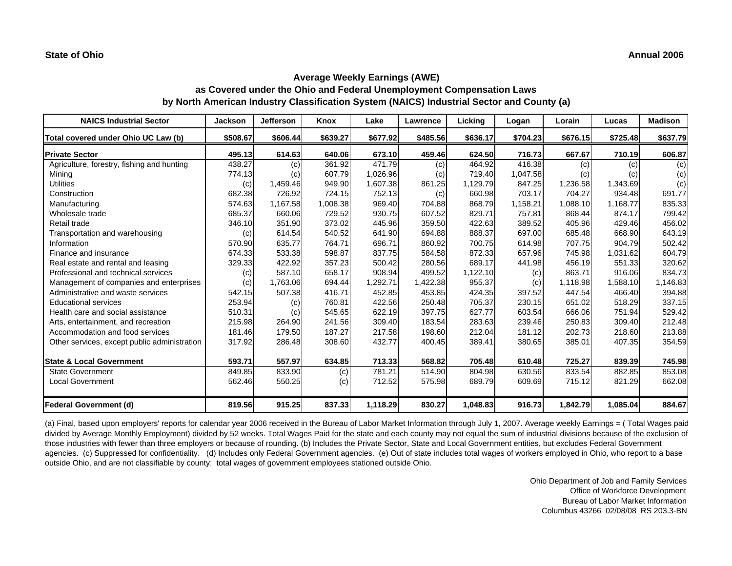State of Ohio

Annual 2006

## Average Weekly Earnings (AWE)
## as Covered under the Ohio and Federal Unemployment Compensation Laws
## by North American Industry Classification System (NAICS) Industrial Sector and County (a)

| NAICS Industrial Sector | Jackson | Jefferson | Knox | Lake | Lawrence | Licking | Logan | Lorain | Lucas | Madison |
|---|---|---|---|---|---|---|---|---|---|---|
| **Total covered under Ohio UC Law (b)** | **$508.67** | **$606.44** | **$639.27** | **$677.92** | **$485.56** | **$636.17** | **$704.23** | **$676.15** | **$725.48** | **$637.79** |
| **Private Sector** | **495.13** | **614.63** | **640.06** | **673.10** | **459.46** | **624.50** | **716.73** | **667.67** | **710.19** | **606.87** |
| Agriculture, forestry, fishing and hunting | 438.27 | (c) | 361.92 | 471.79 | (c) | 464.92 | 416.38 | (c) | (c) | (c) |
| Mining | 774.13 | (c) | 607.79 | 1,026.96 | (c) | 719.40 | 1,047.58 | (c) | (c) | (c) |
| Utilities | (c) | 1,459.46 | 949.90 | 1,607.38 | 861.25 | 1,129.79 | 847.25 | 1,236.58 | 1,343.69 | (c) |
| Construction | 682.38 | 726.92 | 724.15 | 752.13 | (c) | 660.98 | 703.17 | 704.27 | 934.48 | 691.77 |
| Manufacturing | 574.63 | 1,167.58 | 1,008.38 | 969.40 | 704.88 | 868.79 | 1,158.21 | 1,088.10 | 1,168.77 | 835.33 |
| Wholesale trade | 685.37 | 660.06 | 729.52 | 930.75 | 607.52 | 829.71 | 757.81 | 868.44 | 874.17 | 799.42 |
| Retail trade | 346.10 | 351.90 | 373.02 | 445.96 | 359.50 | 422.63 | 389.52 | 405.96 | 429.46 | 456.02 |
| Transportation and warehousing | (c) | 614.54 | 540.52 | 641.90 | 694.88 | 888.37 | 697.00 | 685.48 | 668.90 | 643.19 |
| Information | 570.90 | 635.77 | 764.71 | 696.71 | 860.92 | 700.75 | 614.98 | 707.75 | 904.79 | 502.42 |
| Finance and insurance | 674.33 | 533.38 | 598.87 | 837.75 | 584.58 | 872.33 | 657.96 | 745.98 | 1,031.62 | 604.79 |
| Real estate and rental and leasing | 329.33 | 422.92 | 357.23 | 500.42 | 280.56 | 689.17 | 441.98 | 456.19 | 551.33 | 320.62 |
| Professional and technical services | (c) | 587.10 | 658.17 | 908.94 | 499.52 | 1,122.10 | (c) | 863.71 | 916.06 | 834.73 |
| Management of companies and enterprises | (c) | 1,763.06 | 694.44 | 1,292.71 | 1,422.38 | 955.37 | (c) | 1,118.98 | 1,588.10 | 1,146.83 |
| Administrative and waste services | 542.15 | 507.38 | 416.71 | 452.85 | 453.85 | 424.35 | 397.52 | 447.54 | 466.40 | 394.88 |
| Educational services | 253.94 | (c) | 760.81 | 422.56 | 250.48 | 705.37 | 230.15 | 651.02 | 518.29 | 337.15 |
| Health care and social assistance | 510.31 | (c) | 545.65 | 622.19 | 397.75 | 627.77 | 603.54 | 666.06 | 751.94 | 529.42 |
| Arts, entertainment, and recreation | 215.98 | 264.90 | 241.56 | 309.40 | 183.54 | 283.63 | 239.46 | 250.83 | 309.40 | 212.48 |
| Accommodation and food services | 181.46 | 179.50 | 187.27 | 217.58 | 198.60 | 212.04 | 181.12 | 202.73 | 218.60 | 213.88 |
| Other services, except public administration | 317.92 | 286.48 | 308.60 | 432.77 | 400.45 | 389.41 | 380.65 | 385.01 | 407.35 | 354.59 |
| **State & Local Government** | **593.71** | **557.97** | **634.85** | **713.33** | **568.82** | **705.48** | **610.48** | **725.27** | **839.39** | **745.98** |
| State Government | 849.85 | 833.90 | (c) | 781.21 | 514.90 | 804.98 | 630.56 | 833.54 | 882.85 | 853.08 |
| Local Government | 562.46 | 550.25 | (c) | 712.52 | 575.98 | 689.79 | 609.69 | 715.12 | 821.29 | 662.08 |
| **Federal Government (d)** | **819.56** | **915.25** | **837.33** | **1,118.29** | **830.27** | **1,048.83** | **916.73** | **1,842.79** | **1,085.04** | **884.67** |

(a) Final, based upon employers' reports for calendar year 2006 received in the Bureau of Labor Market Information through July 1, 2007. Average weekly Earnings = ( Total Wages paid divided by Average Monthly Employment) divided by 52 weeks. Total Wages Paid for the state and each county may not equal the sum of industrial divisions because of the exclusion of those industries with fewer than three employers or because of rounding. (b) Includes the Private Sector, State and Local Government entities, but excludes Federal Government agencies. (c) Suppressed for confidentiality. (d) Includes only Federal Government agencies. (e) Out of state includes total wages of workers employed in Ohio, who report to a base outside Ohio, and are not classifiable by county; total wages of government employees stationed outside Ohio.

Ohio Department of Job and Family Services
Office of Workforce Development
Bureau of Labor Market Information
Columbus 43266 02/08/08 RS 203.3-BN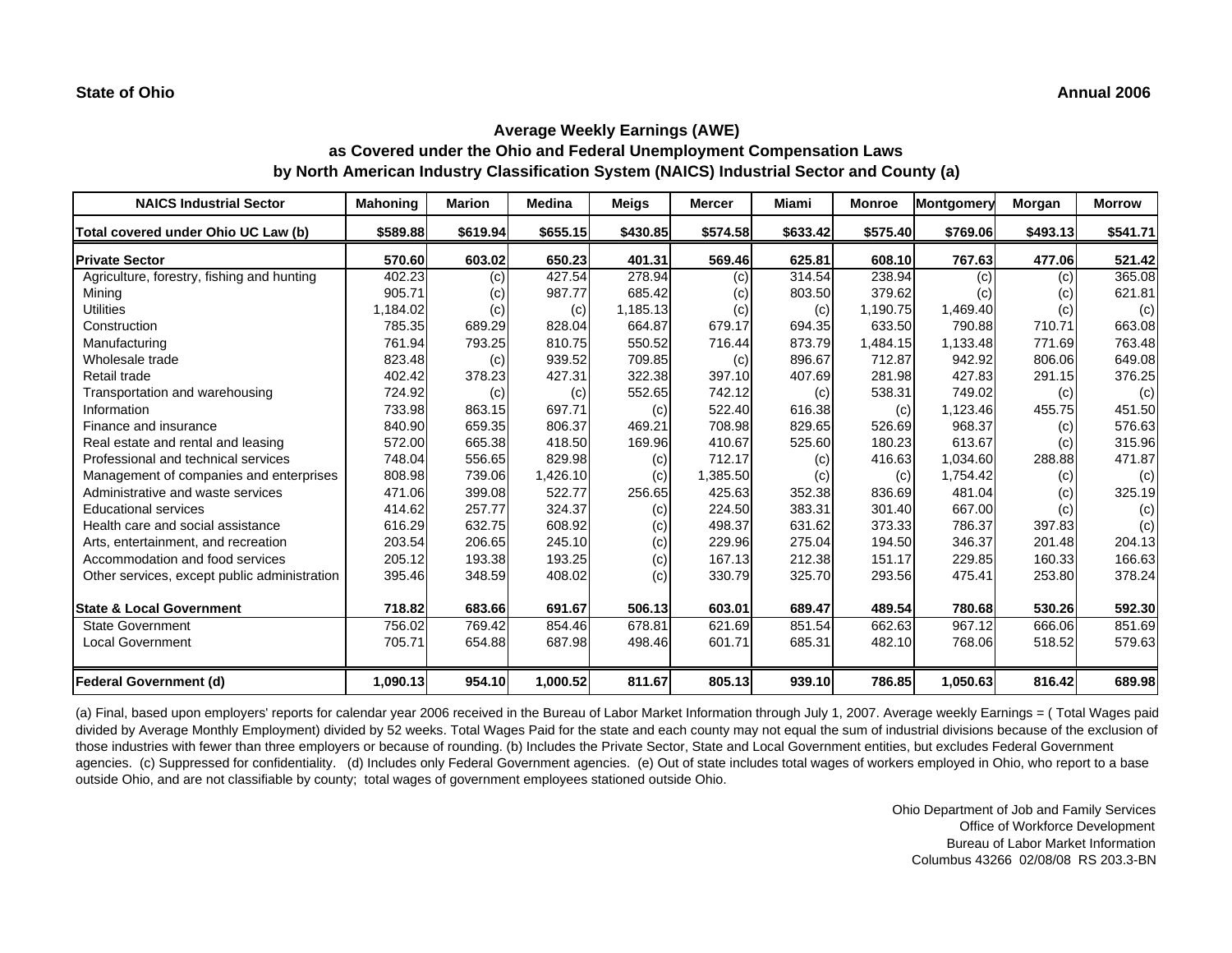**State of Ohio** **Annual 2006**

## Average Weekly Earnings (AWE)
## as Covered under the Ohio and Federal Unemployment Compensation Laws
## by North American Industry Classification System (NAICS) Industrial Sector and County (a)

| NAICS Industrial Sector | Mahoning | Marion | Medina | Meigs | Mercer | Miami | Monroe | Montgomery | Morgan | Morrow |
|---|---|---|---|---|---|---|---|---|---|---|
| **Total covered under Ohio UC Law (b)** | **$589.88** | **$619.94** | **$655.15** | **$430.85** | **$574.58** | **$633.42** | **$575.40** | **$769.06** | **$493.13** | **$541.71** |
| **Private Sector** | **570.60** | **603.02** | **650.23** | **401.31** | **569.46** | **625.81** | **608.10** | **767.63** | **477.06** | **521.42** |
| Agriculture, forestry, fishing and hunting | 402.23 | (c) | 427.54 | 278.94 | (c) | 314.54 | 238.94 | (c) | (c) | 365.08 |
| Mining | 905.71 | (c) | 987.77 | 685.42 | (c) | 803.50 | 379.62 | (c) | (c) | 621.81 |
| Utilities | 1,184.02 | (c) | (c) | 1,185.13 | (c) | (c) | 1,190.75 | 1,469.40 | (c) | (c) |
| Construction | 785.35 | 689.29 | 828.04 | 664.87 | 679.17 | 694.35 | 633.50 | 790.88 | 710.71 | 663.08 |
| Manufacturing | 761.94 | 793.25 | 810.75 | 550.52 | 716.44 | 873.79 | 1,484.15 | 1,133.48 | 771.69 | 763.48 |
| Wholesale trade | 823.48 | (c) | 939.52 | 709.85 | (c) | 896.67 | 712.87 | 942.92 | 806.06 | 649.08 |
| Retail trade | 402.42 | 378.23 | 427.31 | 322.38 | 397.10 | 407.69 | 281.98 | 427.83 | 291.15 | 376.25 |
| Transportation and warehousing | 724.92 | (c) | (c) | 552.65 | 742.12 | (c) | 538.31 | 749.02 | (c) | (c) |
| Information | 733.98 | 863.15 | 697.71 | (c) | 522.40 | 616.38 | (c) | 1,123.46 | 455.75 | 451.50 |
| Finance and insurance | 840.90 | 659.35 | 806.37 | 469.21 | 708.98 | 829.65 | 526.69 | 968.37 | (c) | 576.63 |
| Real estate and rental and leasing | 572.00 | 665.38 | 418.50 | 169.96 | 410.67 | 525.60 | 180.23 | 613.67 | (c) | 315.96 |
| Professional and technical services | 748.04 | 556.65 | 829.98 | (c) | 712.17 | (c) | 416.63 | 1,034.60 | 288.88 | 471.87 |
| Management of companies and enterprises | 808.98 | 739.06 | 1,426.10 | (c) | 1,385.50 | (c) | (c) | 1,754.42 | (c) | (c) |
| Administrative and waste services | 471.06 | 399.08 | 522.77 | 256.65 | 425.63 | 352.38 | 836.69 | 481.04 | (c) | 325.19 |
| Educational services | 414.62 | 257.77 | 324.37 | (c) | 224.50 | 383.31 | 301.40 | 667.00 | (c) | (c) |
| Health care and social assistance | 616.29 | 632.75 | 608.92 | (c) | 498.37 | 631.62 | 373.33 | 786.37 | 397.83 | (c) |
| Arts, entertainment, and recreation | 203.54 | 206.65 | 245.10 | (c) | 229.96 | 275.04 | 194.50 | 346.37 | 201.48 | 204.13 |
| Accommodation and food services | 205.12 | 193.38 | 193.25 | (c) | 167.13 | 212.38 | 151.17 | 229.85 | 160.33 | 166.63 |
| Other services, except public administration | 395.46 | 348.59 | 408.02 | (c) | 330.79 | 325.70 | 293.56 | 475.41 | 253.80 | 378.24 |
| **State & Local Government** | **718.82** | **683.66** | **691.67** | **506.13** | **603.01** | **689.47** | **489.54** | **780.68** | **530.26** | **592.30** |
| State Government | 756.02 | 769.42 | 854.46 | 678.81 | 621.69 | 851.54 | 662.63 | 967.12 | 666.06 | 851.69 |
| Local Government | 705.71 | 654.88 | 687.98 | 498.46 | 601.71 | 685.31 | 482.10 | 768.06 | 518.52 | 579.63 |
| **Federal Government (d)** | **1,090.13** | **954.10** | **1,000.52** | **811.67** | **805.13** | **939.10** | **786.85** | **1,050.63** | **816.42** | **689.98** |

(a) Final, based upon employers' reports for calendar year 2006 received in the Bureau of Labor Market Information through July 1, 2007. Average weekly Earnings = ( Total Wages paid divided by Average Monthly Employment) divided by 52 weeks. Total Wages Paid for the state and each county may not equal the sum of industrial divisions because of the exclusion of those industries with fewer than three employers or because of rounding. (b) Includes the Private Sector, State and Local Government entities, but excludes Federal Government agencies. (c) Suppressed for confidentiality. (d) Includes only Federal Government agencies. (e) Out of state includes total wages of workers employed in Ohio, who report to a base outside Ohio, and are not classifiable by county; total wages of government employees stationed outside Ohio.

Ohio Department of Job and Family Services
Office of Workforce Development
Bureau of Labor Market Information
Columbus 43266 02/08/08 RS 203.3-BN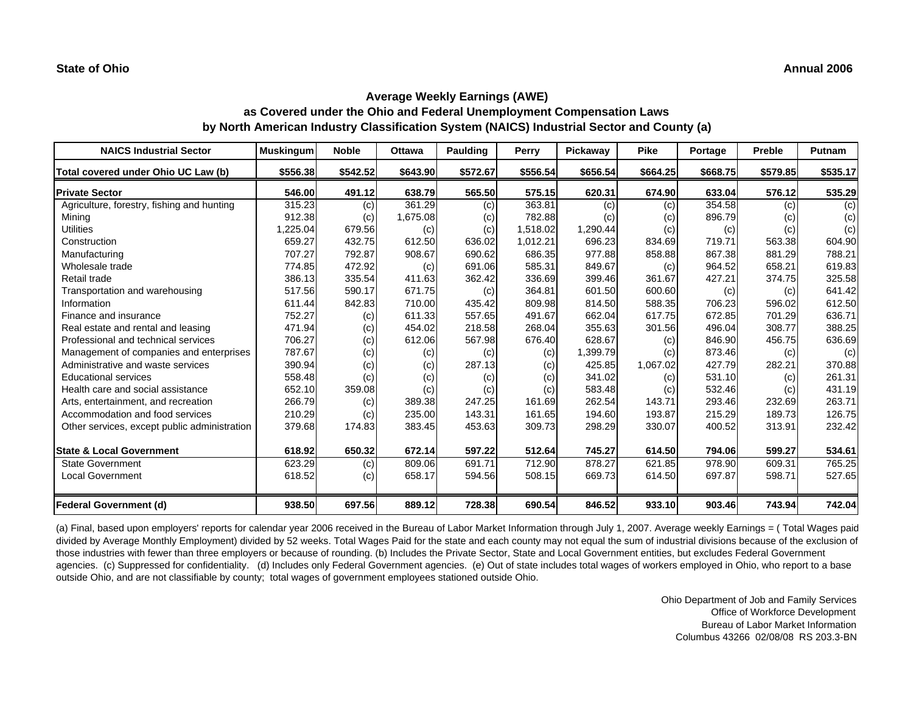**State of Ohio** **Annual 2006**

## Average Weekly Earnings (AWE)
## as Covered under the Ohio and Federal Unemployment Compensation Laws
## by North American Industry Classification System (NAICS) Industrial Sector and County (a)

| NAICS Industrial Sector | Muskingum | Noble | Ottawa | Paulding | Perry | Pickaway | Pike | Portage | Preble | Putnam |
|---|---|---|---|---|---|---|---|---|---|---|
| **Total covered under Ohio UC Law (b)** | **$556.38** | **$542.52** | **$643.90** | **$572.67** | **$556.54** | **$656.54** | **$664.25** | **$668.75** | **$579.85** | **$535.17** |
| **Private Sector** | **546.00** | **491.12** | **638.79** | **565.50** | **575.15** | **620.31** | **674.90** | **633.04** | **576.12** | **535.29** |
| Agriculture, forestry, fishing and hunting | 315.23 | (c) | 361.29 | (c) | 363.81 | (c) | (c) | 354.58 | (c) | (c) |
| Mining | 912.38 | (c) | 1,675.08 | (c) | 782.88 | (c) | (c) | 896.79 | (c) | (c) |
| Utilities | 1,225.04 | 679.56 | (c) | (c) | 1,518.02 | 1,290.44 | (c) | (c) | (c) | (c) |
| Construction | 659.27 | 432.75 | 612.50 | 636.02 | 1,012.21 | 696.23 | 834.69 | 719.71 | 563.38 | 604.90 |
| Manufacturing | 707.27 | 792.87 | 908.67 | 690.62 | 686.35 | 977.88 | 858.88 | 867.38 | 881.29 | 788.21 |
| Wholesale trade | 774.85 | 472.92 | (c) | 691.06 | 585.31 | 849.67 | (c) | 964.52 | 658.21 | 619.83 |
| Retail trade | 386.13 | 335.54 | 411.63 | 362.42 | 336.69 | 399.46 | 361.67 | 427.21 | 374.75 | 325.58 |
| Transportation and warehousing | 517.56 | 590.17 | 671.75 | (c) | 364.81 | 601.50 | 600.60 | (c) | (c) | 641.42 |
| Information | 611.44 | 842.83 | 710.00 | 435.42 | 809.98 | 814.50 | 588.35 | 706.23 | 596.02 | 612.50 |
| Finance and insurance | 752.27 | (c) | 611.33 | 557.65 | 491.67 | 662.04 | 617.75 | 672.85 | 701.29 | 636.71 |
| Real estate and rental and leasing | 471.94 | (c) | 454.02 | 218.58 | 268.04 | 355.63 | 301.56 | 496.04 | 308.77 | 388.25 |
| Professional and technical services | 706.27 | (c) | 612.06 | 567.98 | 676.40 | 628.67 | (c) | 846.90 | 456.75 | 636.69 |
| Management of companies and enterprises | 787.67 | (c) | (c) | (c) | (c) | 1,399.79 | (c) | 873.46 | (c) | (c) |
| Administrative and waste services | 390.94 | (c) | (c) | 287.13 | (c) | 425.85 | 1,067.02 | 427.79 | 282.21 | 370.88 |
| Educational services | 558.48 | (c) | (c) | (c) | (c) | 341.02 | (c) | 531.10 | (c) | 261.31 |
| Health care and social assistance | 652.10 | 359.08 | (c) | (c) | (c) | 583.48 | (c) | 532.46 | (c) | 431.19 |
| Arts, entertainment, and recreation | 266.79 | (c) | 389.38 | 247.25 | 161.69 | 262.54 | 143.71 | 293.46 | 232.69 | 263.71 |
| Accommodation and food services | 210.29 | (c) | 235.00 | 143.31 | 161.65 | 194.60 | 193.87 | 215.29 | 189.73 | 126.75 |
| Other services, except public administration | 379.68 | 174.83 | 383.45 | 453.63 | 309.73 | 298.29 | 330.07 | 400.52 | 313.91 | 232.42 |
| **State & Local Government** | **618.92** | **650.32** | **672.14** | **597.22** | **512.64** | **745.27** | **614.50** | **794.06** | **599.27** | **534.61** |
| State Government | 623.29 | (c) | 809.06 | 691.71 | 712.90 | 878.27 | 621.85 | 978.90 | 609.31 | 765.25 |
| Local Government | 618.52 | (c) | 658.17 | 594.56 | 508.15 | 669.73 | 614.50 | 697.87 | 598.71 | 527.65 |
| **Federal Government (d)** | **938.50** | **697.56** | **889.12** | **728.38** | **690.54** | **846.52** | **933.10** | **903.46** | **743.94** | **742.04** |

(a) Final, based upon employers' reports for calendar year 2006 received in the Bureau of Labor Market Information through July 1, 2007. Average weekly Earnings = ( Total Wages paid divided by Average Monthly Employment) divided by 52 weeks. Total Wages Paid for the state and each county may not equal the sum of industrial divisions because of the exclusion of those industries with fewer than three employers or because of rounding. (b) Includes the Private Sector, State and Local Government entities, but excludes Federal Government agencies. (c) Suppressed for confidentiality. (d) Includes only Federal Government agencies. (e) Out of state includes total wages of workers employed in Ohio, who report to a base outside Ohio, and are not classifiable by county; total wages of government employees stationed outside Ohio.

Ohio Department of Job and Family Services
Office of Workforce Development
Bureau of Labor Market Information
Columbus 43266 02/08/08 RS 203.3-BN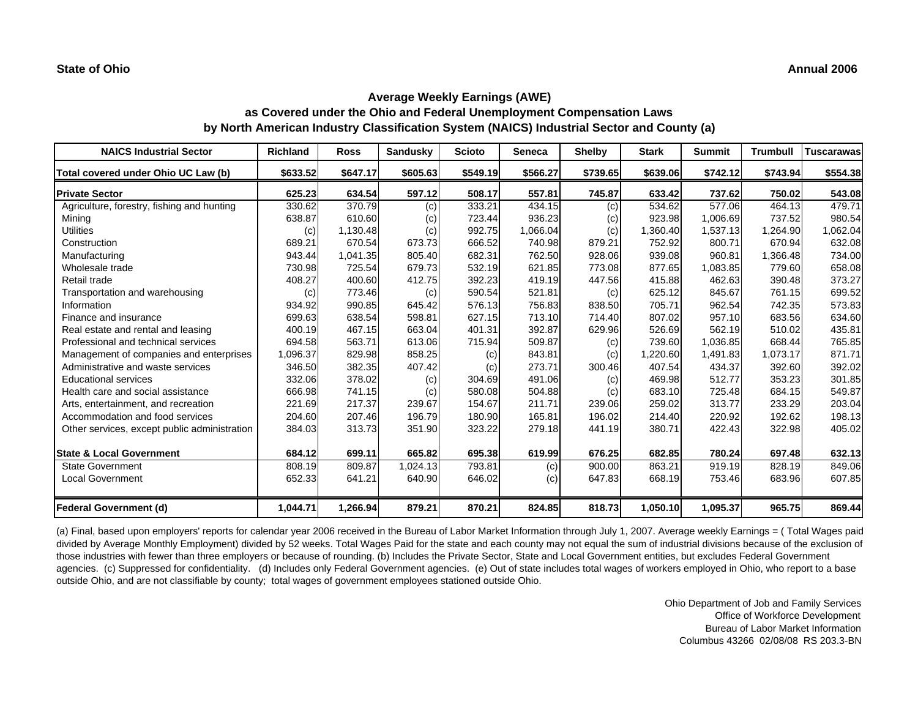**State of Ohio** **Annual 2006**

## Average Weekly Earnings (AWE)
## as Covered under the Ohio and Federal Unemployment Compensation Laws
## by North American Industry Classification System (NAICS) Industrial Sector and County (a)

| NAICS Industrial Sector | Richland | Ross | Sandusky | Scioto | Seneca | Shelby | Stark | Summit | Trumbull | Tuscarawas |
|---|---|---|---|---|---|---|---|---|---|---|
| **Total covered under Ohio UC Law (b)** | **$633.52** | **$647.17** | **$605.63** | **$549.19** | **$566.27** | **$739.65** | **$639.06** | **$742.12** | **$743.94** | **$554.38** |
| **Private Sector** | **625.23** | **634.54** | **597.12** | **508.17** | **557.81** | **745.87** | **633.42** | **737.62** | **750.02** | **543.08** |
| Agriculture, forestry, fishing and hunting | 330.62 | 370.79 | (c) | 333.21 | 434.15 | (c) | 534.62 | 577.06 | 464.13 | 479.71 |
| Mining | 638.87 | 610.60 | (c) | 723.44 | 936.23 | (c) | 923.98 | 1,006.69 | 737.52 | 980.54 |
| Utilities | (c) | 1,130.48 | (c) | 992.75 | 1,066.04 | (c) | 1,360.40 | 1,537.13 | 1,264.90 | 1,062.04 |
| Construction | 689.21 | 670.54 | 673.73 | 666.52 | 740.98 | 879.21 | 752.92 | 800.71 | 670.94 | 632.08 |
| Manufacturing | 943.44 | 1,041.35 | 805.40 | 682.31 | 762.50 | 928.06 | 939.08 | 960.81 | 1,366.48 | 734.00 |
| Wholesale trade | 730.98 | 725.54 | 679.73 | 532.19 | 621.85 | 773.08 | 877.65 | 1,083.85 | 779.60 | 658.08 |
| Retail trade | 408.27 | 400.60 | 412.75 | 392.23 | 419.19 | 447.56 | 415.88 | 462.63 | 390.48 | 373.27 |
| Transportation and warehousing | (c) | 773.46 | (c) | 590.54 | 521.81 | (c) | 625.12 | 845.67 | 761.15 | 699.52 |
| Information | 934.92 | 990.85 | 645.42 | 576.13 | 756.83 | 838.50 | 705.71 | 962.54 | 742.35 | 573.83 |
| Finance and insurance | 699.63 | 638.54 | 598.81 | 627.15 | 713.10 | 714.40 | 807.02 | 957.10 | 683.56 | 634.60 |
| Real estate and rental and leasing | 400.19 | 467.15 | 663.04 | 401.31 | 392.87 | 629.96 | 526.69 | 562.19 | 510.02 | 435.81 |
| Professional and technical services | 694.58 | 563.71 | 613.06 | 715.94 | 509.87 | (c) | 739.60 | 1,036.85 | 668.44 | 765.85 |
| Management of companies and enterprises | 1,096.37 | 829.98 | 858.25 | (c) | 843.81 | (c) | 1,220.60 | 1,491.83 | 1,073.17 | 871.71 |
| Administrative and waste services | 346.50 | 382.35 | 407.42 | (c) | 273.71 | 300.46 | 407.54 | 434.37 | 392.60 | 392.02 |
| Educational services | 332.06 | 378.02 | (c) | 304.69 | 491.06 | (c) | 469.98 | 512.77 | 353.23 | 301.85 |
| Health care and social assistance | 666.98 | 741.15 | (c) | 580.08 | 504.88 | (c) | 683.10 | 725.48 | 684.15 | 549.87 |
| Arts, entertainment, and recreation | 221.69 | 217.37 | 239.67 | 154.67 | 211.71 | 239.06 | 259.02 | 313.77 | 233.29 | 203.04 |
| Accommodation and food services | 204.60 | 207.46 | 196.79 | 180.90 | 165.81 | 196.02 | 214.40 | 220.92 | 192.62 | 198.13 |
| Other services, except public administration | 384.03 | 313.73 | 351.90 | 323.22 | 279.18 | 441.19 | 380.71 | 422.43 | 322.98 | 405.02 |
| **State & Local Government** | **684.12** | **699.11** | **665.82** | **695.38** | **619.99** | **676.25** | **682.85** | **780.24** | **697.48** | **632.13** |
| State Government | 808.19 | 809.87 | 1,024.13 | 793.81 | (c) | 900.00 | 863.21 | 919.19 | 828.19 | 849.06 |
| Local Government | 652.33 | 641.21 | 640.90 | 646.02 | (c) | 647.83 | 668.19 | 753.46 | 683.96 | 607.85 |
| **Federal Government (d)** | **1,044.71** | **1,266.94** | **879.21** | **870.21** | **824.85** | **818.73** | **1,050.10** | **1,095.37** | **965.75** | **869.44** |

(a) Final, based upon employers' reports for calendar year 2006 received in the Bureau of Labor Market Information through July 1, 2007. Average weekly Earnings = ( Total Wages paid divided by Average Monthly Employment) divided by 52 weeks. Total Wages Paid for the state and each county may not equal the sum of industrial divisions because of the exclusion of those industries with fewer than three employers or because of rounding. (b) Includes the Private Sector, State and Local Government entities, but excludes Federal Government agencies. (c) Suppressed for confidentiality. (d) Includes only Federal Government agencies. (e) Out of state includes total wages of workers employed in Ohio, who report to a base outside Ohio, and are not classifiable by county; total wages of government employees stationed outside Ohio.

Ohio Department of Job and Family Services
Office of Workforce Development
Bureau of Labor Market Information
Columbus 43266 02/08/08 RS 203.3-BN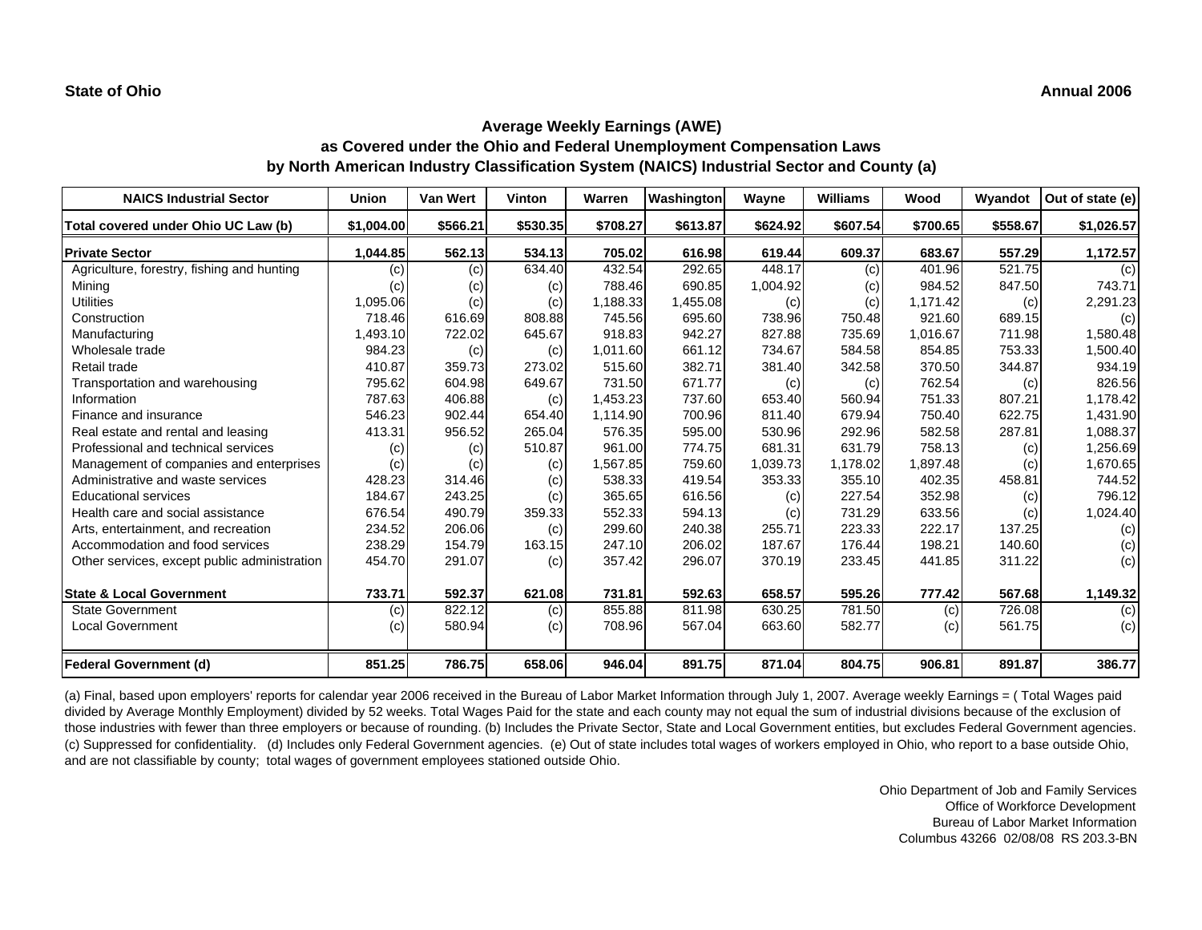**State of Ohio** **Annual 2006**

## Average Weekly Earnings (AWE)
## as Covered under the Ohio and Federal Unemployment Compensation Laws
## by North American Industry Classification System (NAICS) Industrial Sector and County (a)

| NAICS Industrial Sector | Union | Van Wert | Vinton | Warren | Washington | Wayne | Williams | Wood | Wyandot | Out of state (e) |
|---|---|---|---|---|---|---|---|---|---|---|
| Total covered under Ohio UC Law (b) | $1,004.00 | $566.21 | $530.35 | $708.27 | $613.87 | $624.92 | $607.54 | $700.65 | $558.67 | $1,026.57 |
| **Private Sector** | **1,044.85** | **562.13** | **534.13** | **705.02** | **616.98** | **619.44** | **609.37** | **683.67** | **557.29** | **1,172.57** |
| Agriculture, forestry, fishing and hunting | (c) | (c) | 634.40 | 432.54 | 292.65 | 448.17 | (c) | 401.96 | 521.75 | (c) |
| Mining | (c) | (c) | (c) | 788.46 | 690.85 | 1,004.92 | (c) | 984.52 | 847.50 | 743.71 |
| Utilities | 1,095.06 | (c) | (c) | 1,188.33 | 1,455.08 | (c) | (c) | 1,171.42 | (c) | 2,291.23 |
| Construction | 718.46 | 616.69 | 808.88 | 745.56 | 695.60 | 738.96 | 750.48 | 921.60 | 689.15 | (c) |
| Manufacturing | 1,493.10 | 722.02 | 645.67 | 918.83 | 942.27 | 827.88 | 735.69 | 1,016.67 | 711.98 | 1,580.48 |
| Wholesale trade | 984.23 | (c) | (c) | 1,011.60 | 661.12 | 734.67 | 584.58 | 854.85 | 753.33 | 1,500.40 |
| Retail trade | 410.87 | 359.73 | 273.02 | 515.60 | 382.71 | 381.40 | 342.58 | 370.50 | 344.87 | 934.19 |
| Transportation and warehousing | 795.62 | 604.98 | 649.67 | 731.50 | 671.77 | (c) | (c) | 762.54 | (c) | 826.56 |
| Information | 787.63 | 406.88 | (c) | 1,453.23 | 737.60 | 653.40 | 560.94 | 751.33 | 807.21 | 1,178.42 |
| Finance and insurance | 546.23 | 902.44 | 654.40 | 1,114.90 | 700.96 | 811.40 | 679.94 | 750.40 | 622.75 | 1,431.90 |
| Real estate and rental and leasing | 413.31 | 956.52 | 265.04 | 576.35 | 595.00 | 530.96 | 292.96 | 582.58 | 287.81 | 1,088.37 |
| Professional and technical services | (c) | (c) | 510.87 | 961.00 | 774.75 | 681.31 | 631.79 | 758.13 | (c) | 1,256.69 |
| Management of companies and enterprises | (c) | (c) | (c) | 1,567.85 | 759.60 | 1,039.73 | 1,178.02 | 1,897.48 | (c) | 1,670.65 |
| Administrative and waste services | 428.23 | 314.46 | (c) | 538.33 | 419.54 | 353.33 | 355.10 | 402.35 | 458.81 | 744.52 |
| Educational services | 184.67 | 243.25 | (c) | 365.65 | 616.56 | (c) | 227.54 | 352.98 | (c) | 796.12 |
| Health care and social assistance | 676.54 | 490.79 | 359.33 | 552.33 | 594.13 | (c) | 731.29 | 633.56 | (c) | 1,024.40 |
| Arts, entertainment, and recreation | 234.52 | 206.06 | (c) | 299.60 | 240.38 | 255.71 | 223.33 | 222.17 | 137.25 | (c) |
| Accommodation and food services | 238.29 | 154.79 | 163.15 | 247.10 | 206.02 | 187.67 | 176.44 | 198.21 | 140.60 | (c) |
| Other services, except public administration | 454.70 | 291.07 | (c) | 357.42 | 296.07 | 370.19 | 233.45 | 441.85 | 311.22 | (c) |
| **State & Local Government** | **733.71** | **592.37** | **621.08** | **731.81** | **592.63** | **658.57** | **595.26** | **777.42** | **567.68** | **1,149.32** |
| State Government | (c) | 822.12 | (c) | 855.88 | 811.98 | 630.25 | 781.50 | (c) | 726.08 | (c) |
| Local Government | (c) | 580.94 | (c) | 708.96 | 567.04 | 663.60 | 582.77 | (c) | 561.75 | (c) |
| **Federal Government (d)** | **851.25** | **786.75** | **658.06** | **946.04** | **891.75** | **871.04** | **804.75** | **906.81** | **891.87** | **386.77** |

(a) Final, based upon employers' reports for calendar year 2006 received in the Bureau of Labor Market Information through July 1, 2007. Average weekly Earnings = ( Total Wages paid divided by Average Monthly Employment) divided by 52 weeks. Total Wages Paid for the state and each county may not equal the sum of industrial divisions because of the exclusion of those industries with fewer than three employers or because of rounding. (b) Includes the Private Sector, State and Local Government entities, but excludes Federal Government agencies. (c) Suppressed for confidentiality. (d) Includes only Federal Government agencies. (e) Out of state includes total wages of workers employed in Ohio, who report to a base outside Ohio, and are not classifiable by county; total wages of government employees stationed outside Ohio.

Ohio Department of Job and Family Services
Office of Workforce Development
Bureau of Labor Market Information
Columbus 43266 02/08/08 RS 203.3-BN